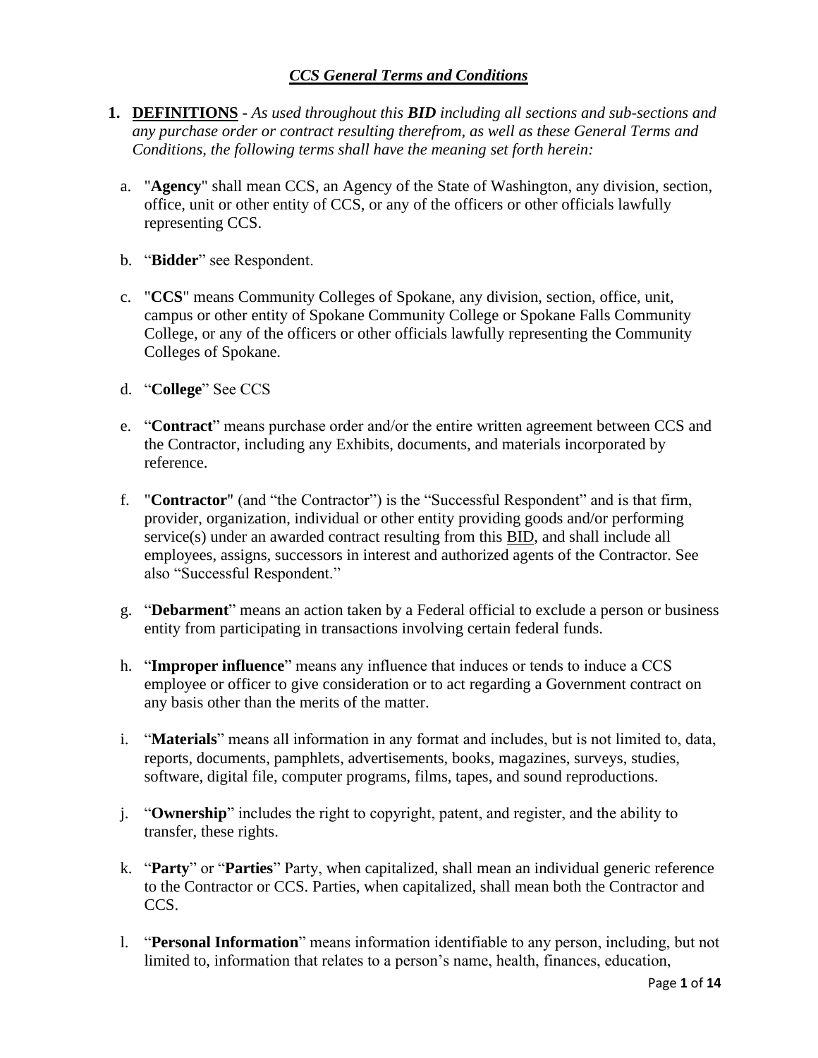## *CCS General Terms and Conditions*

1. **DEFINITIONS** - *As used throughout this **BID** including all sections and sub-sections and any purchase order or contract resulting therefrom, as well as these General Terms and Conditions, the following terms shall have the meaning set forth herein:*

   a. "**Agency**" shall mean CCS, an Agency of the State of Washington, any division, section, office, unit or other entity of CCS, or any of the officers or other officials lawfully representing CCS.

   b. "**Bidder**" see Respondent.

   c. "**CCS**" means Community Colleges of Spokane, any division, section, office, unit, campus or other entity of Spokane Community College or Spokane Falls Community College, or any of the officers or other officials lawfully representing the Community Colleges of Spokane.

   d. "**College**" See CCS

   e. "**Contract**" means purchase order and/or the entire written agreement between CCS and the Contractor, including any Exhibits, documents, and materials incorporated by reference.

   f. "**Contractor**" (and "the Contractor") is the "Successful Respondent" and is that firm, provider, organization, individual or other entity providing goods and/or performing service(s) under an awarded contract resulting from this <u>BID</u>, and shall include all employees, assigns, successors in interest and authorized agents of the Contractor. See also "Successful Respondent."

   g. "**Debarment**" means an action taken by a Federal official to exclude a person or business entity from participating in transactions involving certain federal funds.

   h. "**Improper influence**" means any influence that induces or tends to induce a CCS employee or officer to give consideration or to act regarding a Government contract on any basis other than the merits of the matter.

   i. "**Materials**" means all information in any format and includes, but is not limited to, data, reports, documents, pamphlets, advertisements, books, magazines, surveys, studies, software, digital file, computer programs, films, tapes, and sound reproductions.

   j. "**Ownership**" includes the right to copyright, patent, and register, and the ability to transfer, these rights.

   k. "**Party**" or "**Parties**" Party, when capitalized, shall mean an individual generic reference to the Contractor or CCS. Parties, when capitalized, shall mean both the Contractor and CCS.

   l. "**Personal Information**" means information identifiable to any person, including, but not limited to, information that relates to a person's name, health, finances, education,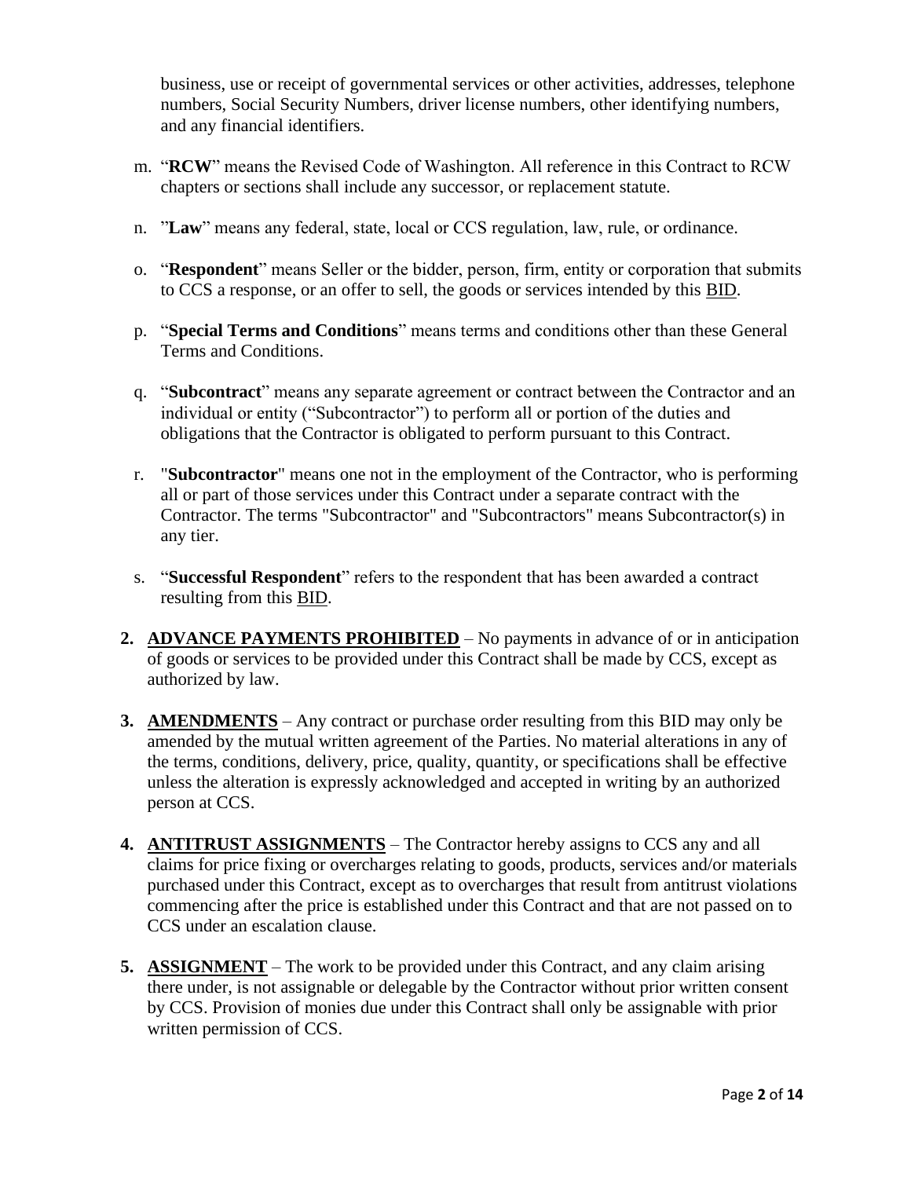business, use or receipt of governmental services or other activities, addresses, telephone numbers, Social Security Numbers, driver license numbers, other identifying numbers, and any financial identifiers.

m. "**RCW**" means the Revised Code of Washington. All reference in this Contract to RCW chapters or sections shall include any successor, or replacement statute.

n. "**Law**" means any federal, state, local or CCS regulation, law, rule, or ordinance.

o. "**Respondent**" means Seller or the bidder, person, firm, entity or corporation that submits to CCS a response, or an offer to sell, the goods or services intended by this <u>BID</u>.

p. "**Special Terms and Conditions**" means terms and conditions other than these General Terms and Conditions.

q. "**Subcontract**" means any separate agreement or contract between the Contractor and an individual or entity ("Subcontractor") to perform all or portion of the duties and obligations that the Contractor is obligated to perform pursuant to this Contract.

r. "**Subcontractor**" means one not in the employment of the Contractor, who is performing all or part of those services under this Contract under a separate contract with the Contractor. The terms "Subcontractor" and "Subcontractors" means Subcontractor(s) in any tier.

s. "**Successful Respondent**" refers to the respondent that has been awarded a contract resulting from this <u>BID</u>.

**2. <u>ADVANCE PAYMENTS PROHIBITED</u>** – No payments in advance of or in anticipation of goods or services to be provided under this Contract shall be made by CCS, except as authorized by law.

**3. <u>AMENDMENTS</u>** – Any contract or purchase order resulting from this BID may only be amended by the mutual written agreement of the Parties. No material alterations in any of the terms, conditions, delivery, price, quality, quantity, or specifications shall be effective unless the alteration is expressly acknowledged and accepted in writing by an authorized person at CCS.

**4. <u>ANTITRUST ASSIGNMENTS</u>** – The Contractor hereby assigns to CCS any and all claims for price fixing or overcharges relating to goods, products, services and/or materials purchased under this Contract, except as to overcharges that result from antitrust violations commencing after the price is established under this Contract and that are not passed on to CCS under an escalation clause.

**5. <u>ASSIGNMENT</u>** – The work to be provided under this Contract, and any claim arising there under, is not assignable or delegable by the Contractor without prior written consent by CCS. Provision of monies due under this Contract shall only be assignable with prior written permission of CCS.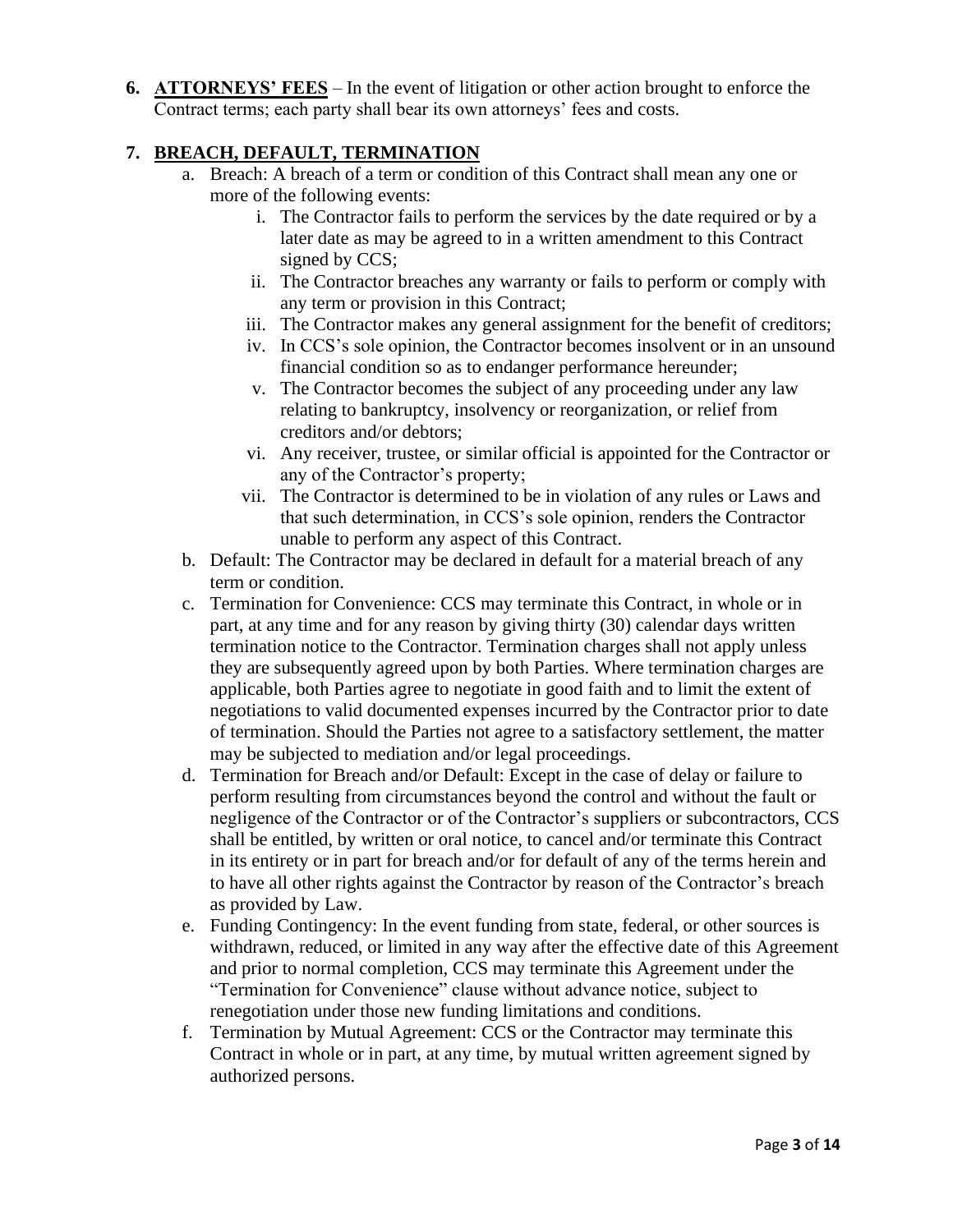**6. <u>ATTORNEYS' FEES</u>** – In the event of litigation or other action brought to enforce the Contract terms; each party shall bear its own attorneys' fees and costs.

**7. <u>BREACH, DEFAULT, TERMINATION</u>**

a. Breach: A breach of a term or condition of this Contract shall mean any one or more of the following events:

   i. The Contractor fails to perform the services by the date required or by a later date as may be agreed to in a written amendment to this Contract signed by CCS;

   ii. The Contractor breaches any warranty or fails to perform or comply with any term or provision in this Contract;

   iii. The Contractor makes any general assignment for the benefit of creditors;

   iv. In CCS's sole opinion, the Contractor becomes insolvent or in an unsound financial condition so as to endanger performance hereunder;

   v. The Contractor becomes the subject of any proceeding under any law relating to bankruptcy, insolvency or reorganization, or relief from creditors and/or debtors;

   vi. Any receiver, trustee, or similar official is appointed for the Contractor or any of the Contractor's property;

   vii. The Contractor is determined to be in violation of any rules or Laws and that such determination, in CCS's sole opinion, renders the Contractor unable to perform any aspect of this Contract.

b. Default: The Contractor may be declared in default for a material breach of any term or condition.

c. Termination for Convenience: CCS may terminate this Contract, in whole or in part, at any time and for any reason by giving thirty (30) calendar days written termination notice to the Contractor. Termination charges shall not apply unless they are subsequently agreed upon by both Parties. Where termination charges are applicable, both Parties agree to negotiate in good faith and to limit the extent of negotiations to valid documented expenses incurred by the Contractor prior to date of termination. Should the Parties not agree to a satisfactory settlement, the matter may be subjected to mediation and/or legal proceedings.

d. Termination for Breach and/or Default: Except in the case of delay or failure to perform resulting from circumstances beyond the control and without the fault or negligence of the Contractor or of the Contractor's suppliers or subcontractors, CCS shall be entitled, by written or oral notice, to cancel and/or terminate this Contract in its entirety or in part for breach and/or for default of any of the terms herein and to have all other rights against the Contractor by reason of the Contractor's breach as provided by Law.

e. Funding Contingency: In the event funding from state, federal, or other sources is withdrawn, reduced, or limited in any way after the effective date of this Agreement and prior to normal completion, CCS may terminate this Agreement under the "Termination for Convenience" clause without advance notice, subject to renegotiation under those new funding limitations and conditions.

f. Termination by Mutual Agreement: CCS or the Contractor may terminate this Contract in whole or in part, at any time, by mutual written agreement signed by authorized persons.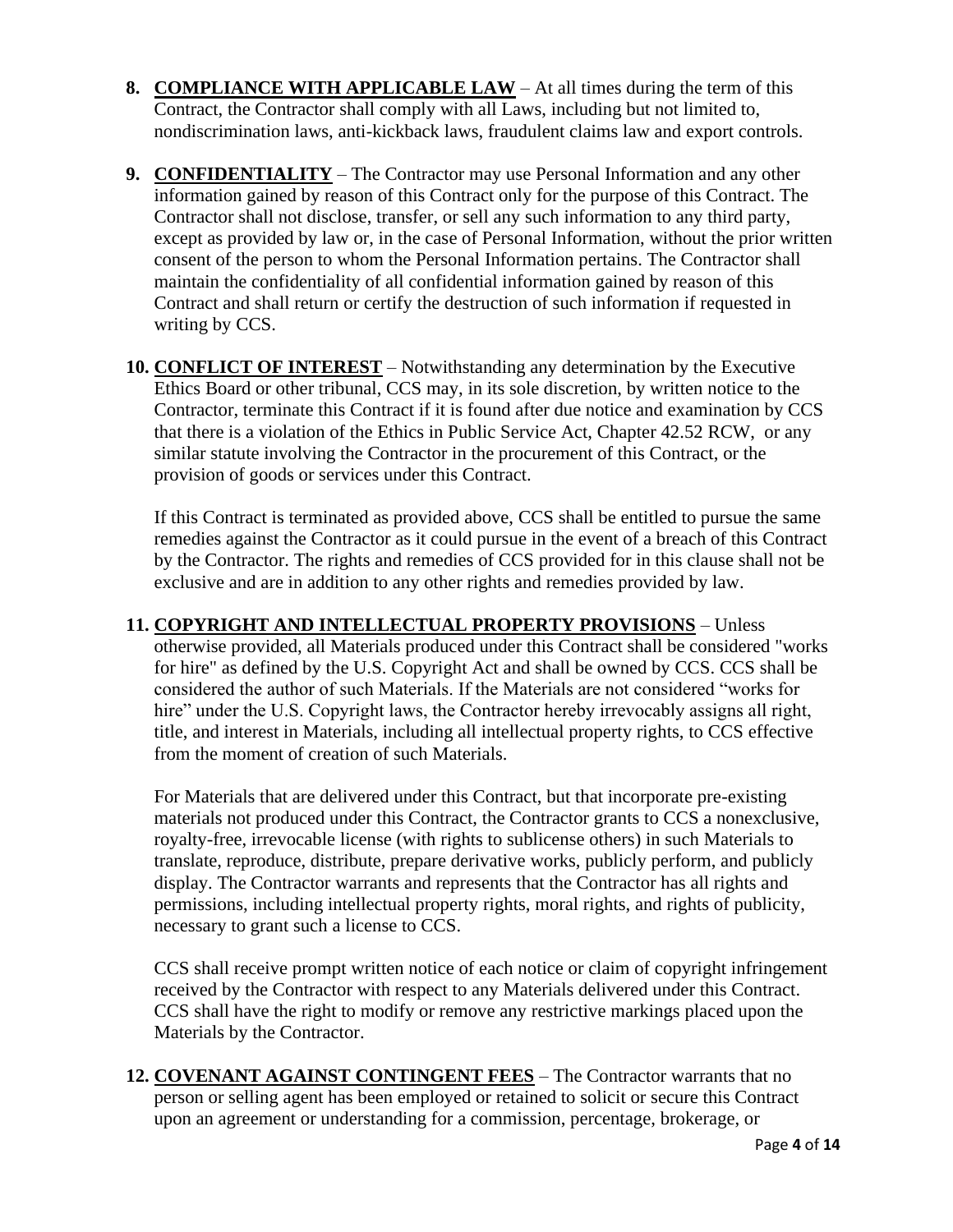8. **COMPLIANCE WITH APPLICABLE LAW** – At all times during the term of this Contract, the Contractor shall comply with all Laws, including but not limited to, nondiscrimination laws, anti-kickback laws, fraudulent claims law and export controls.

9. **CONFIDENTIALITY** – The Contractor may use Personal Information and any other information gained by reason of this Contract only for the purpose of this Contract. The Contractor shall not disclose, transfer, or sell any such information to any third party, except as provided by law or, in the case of Personal Information, without the prior written consent of the person to whom the Personal Information pertains. The Contractor shall maintain the confidentiality of all confidential information gained by reason of this Contract and shall return or certify the destruction of such information if requested in writing by CCS.

10. **CONFLICT OF INTEREST** – Notwithstanding any determination by the Executive Ethics Board or other tribunal, CCS may, in its sole discretion, by written notice to the Contractor, terminate this Contract if it is found after due notice and examination by CCS that there is a violation of the Ethics in Public Service Act, Chapter 42.52 RCW, or any similar statute involving the Contractor in the procurement of this Contract, or the provision of goods or services under this Contract.

    If this Contract is terminated as provided above, CCS shall be entitled to pursue the same remedies against the Contractor as it could pursue in the event of a breach of this Contract by the Contractor. The rights and remedies of CCS provided for in this clause shall not be exclusive and are in addition to any other rights and remedies provided by law.

11. **COPYRIGHT AND INTELLECTUAL PROPERTY PROVISIONS** – Unless otherwise provided, all Materials produced under this Contract shall be considered "works for hire" as defined by the U.S. Copyright Act and shall be owned by CCS. CCS shall be considered the author of such Materials. If the Materials are not considered "works for hire" under the U.S. Copyright laws, the Contractor hereby irrevocably assigns all right, title, and interest in Materials, including all intellectual property rights, to CCS effective from the moment of creation of such Materials.

    For Materials that are delivered under this Contract, but that incorporate pre-existing materials not produced under this Contract, the Contractor grants to CCS a nonexclusive, royalty-free, irrevocable license (with rights to sublicense others) in such Materials to translate, reproduce, distribute, prepare derivative works, publicly perform, and publicly display. The Contractor warrants and represents that the Contractor has all rights and permissions, including intellectual property rights, moral rights, and rights of publicity, necessary to grant such a license to CCS.

    CCS shall receive prompt written notice of each notice or claim of copyright infringement received by the Contractor with respect to any Materials delivered under this Contract. CCS shall have the right to modify or remove any restrictive markings placed upon the Materials by the Contractor.

12. **COVENANT AGAINST CONTINGENT FEES** – The Contractor warrants that no person or selling agent has been employed or retained to solicit or secure this Contract upon an agreement or understanding for a commission, percentage, brokerage, or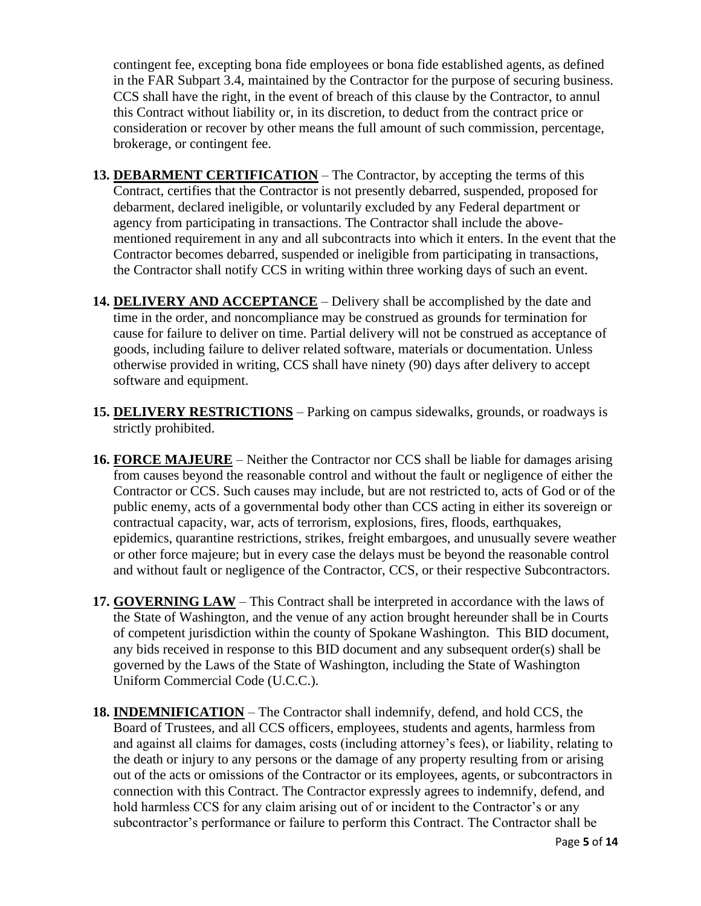contingent fee, excepting bona fide employees or bona fide established agents, as defined in the FAR Subpart 3.4, maintained by the Contractor for the purpose of securing business. CCS shall have the right, in the event of breach of this clause by the Contractor, to annul this Contract without liability or, in its discretion, to deduct from the contract price or consideration or recover by other means the full amount of such commission, percentage, brokerage, or contingent fee.

13. **DEBARMENT CERTIFICATION** – The Contractor, by accepting the terms of this Contract, certifies that the Contractor is not presently debarred, suspended, proposed for debarment, declared ineligible, or voluntarily excluded by any Federal department or agency from participating in transactions. The Contractor shall include the above-mentioned requirement in any and all subcontracts into which it enters. In the event that the Contractor becomes debarred, suspended or ineligible from participating in transactions, the Contractor shall notify CCS in writing within three working days of such an event.

14. **DELIVERY AND ACCEPTANCE** – Delivery shall be accomplished by the date and time in the order, and noncompliance may be construed as grounds for termination for cause for failure to deliver on time. Partial delivery will not be construed as acceptance of goods, including failure to deliver related software, materials or documentation. Unless otherwise provided in writing, CCS shall have ninety (90) days after delivery to accept software and equipment.

15. **DELIVERY RESTRICTIONS** – Parking on campus sidewalks, grounds, or roadways is strictly prohibited.

16. **FORCE MAJEURE** – Neither the Contractor nor CCS shall be liable for damages arising from causes beyond the reasonable control and without the fault or negligence of either the Contractor or CCS. Such causes may include, but are not restricted to, acts of God or of the public enemy, acts of a governmental body other than CCS acting in either its sovereign or contractual capacity, war, acts of terrorism, explosions, fires, floods, earthquakes, epidemics, quarantine restrictions, strikes, freight embargoes, and unusually severe weather or other force majeure; but in every case the delays must be beyond the reasonable control and without fault or negligence of the Contractor, CCS, or their respective Subcontractors.

17. **GOVERNING LAW** – This Contract shall be interpreted in accordance with the laws of the State of Washington, and the venue of any action brought hereunder shall be in Courts of competent jurisdiction within the county of Spokane Washington. This BID document, any bids received in response to this BID document and any subsequent order(s) shall be governed by the Laws of the State of Washington, including the State of Washington Uniform Commercial Code (U.C.C.).

18. **INDEMNIFICATION** – The Contractor shall indemnify, defend, and hold CCS, the Board of Trustees, and all CCS officers, employees, students and agents, harmless from and against all claims for damages, costs (including attorney's fees), or liability, relating to the death or injury to any persons or the damage of any property resulting from or arising out of the acts or omissions of the Contractor or its employees, agents, or subcontractors in connection with this Contract. The Contractor expressly agrees to indemnify, defend, and hold harmless CCS for any claim arising out of or incident to the Contractor's or any subcontractor's performance or failure to perform this Contract. The Contractor shall be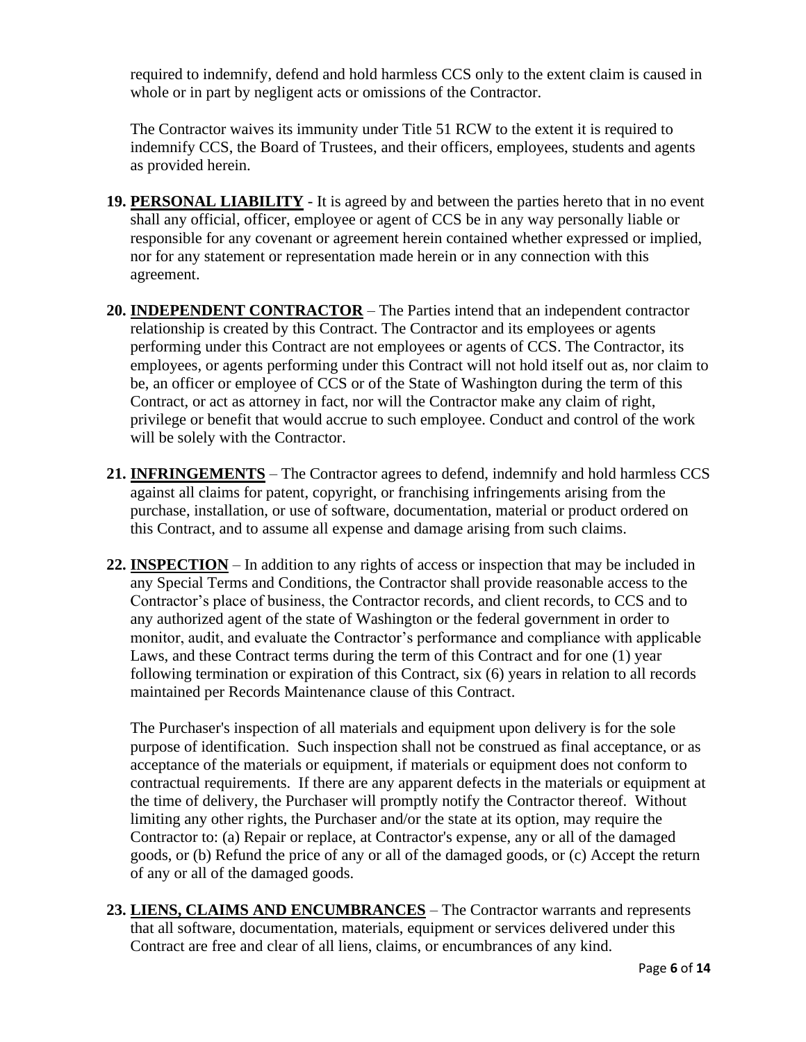required to indemnify, defend and hold harmless CCS only to the extent claim is caused in whole or in part by negligent acts or omissions of the Contractor.

The Contractor waives its immunity under Title 51 RCW to the extent it is required to indemnify CCS, the Board of Trustees, and their officers, employees, students and agents as provided herein.

19. **PERSONAL LIABILITY** - It is agreed by and between the parties hereto that in no event shall any official, officer, employee or agent of CCS be in any way personally liable or responsible for any covenant or agreement herein contained whether expressed or implied, nor for any statement or representation made herein or in any connection with this agreement.

20. **INDEPENDENT CONTRACTOR** – The Parties intend that an independent contractor relationship is created by this Contract. The Contractor and its employees or agents performing under this Contract are not employees or agents of CCS. The Contractor, its employees, or agents performing under this Contract will not hold itself out as, nor claim to be, an officer or employee of CCS or of the State of Washington during the term of this Contract, or act as attorney in fact, nor will the Contractor make any claim of right, privilege or benefit that would accrue to such employee. Conduct and control of the work will be solely with the Contractor.

21. **INFRINGEMENTS** – The Contractor agrees to defend, indemnify and hold harmless CCS against all claims for patent, copyright, or franchising infringements arising from the purchase, installation, or use of software, documentation, material or product ordered on this Contract, and to assume all expense and damage arising from such claims.

22. **INSPECTION** – In addition to any rights of access or inspection that may be included in any Special Terms and Conditions, the Contractor shall provide reasonable access to the Contractor's place of business, the Contractor records, and client records, to CCS and to any authorized agent of the state of Washington or the federal government in order to monitor, audit, and evaluate the Contractor's performance and compliance with applicable Laws, and these Contract terms during the term of this Contract and for one (1) year following termination or expiration of this Contract, six (6) years in relation to all records maintained per Records Maintenance clause of this Contract.

    The Purchaser's inspection of all materials and equipment upon delivery is for the sole purpose of identification. Such inspection shall not be construed as final acceptance, or as acceptance of the materials or equipment, if materials or equipment does not conform to contractual requirements. If there are any apparent defects in the materials or equipment at the time of delivery, the Purchaser will promptly notify the Contractor thereof. Without limiting any other rights, the Purchaser and/or the state at its option, may require the Contractor to: (a) Repair or replace, at Contractor's expense, any or all of the damaged goods, or (b) Refund the price of any or all of the damaged goods, or (c) Accept the return of any or all of the damaged goods.

23. **LIENS, CLAIMS AND ENCUMBRANCES** – The Contractor warrants and represents that all software, documentation, materials, equipment or services delivered under this Contract are free and clear of all liens, claims, or encumbrances of any kind.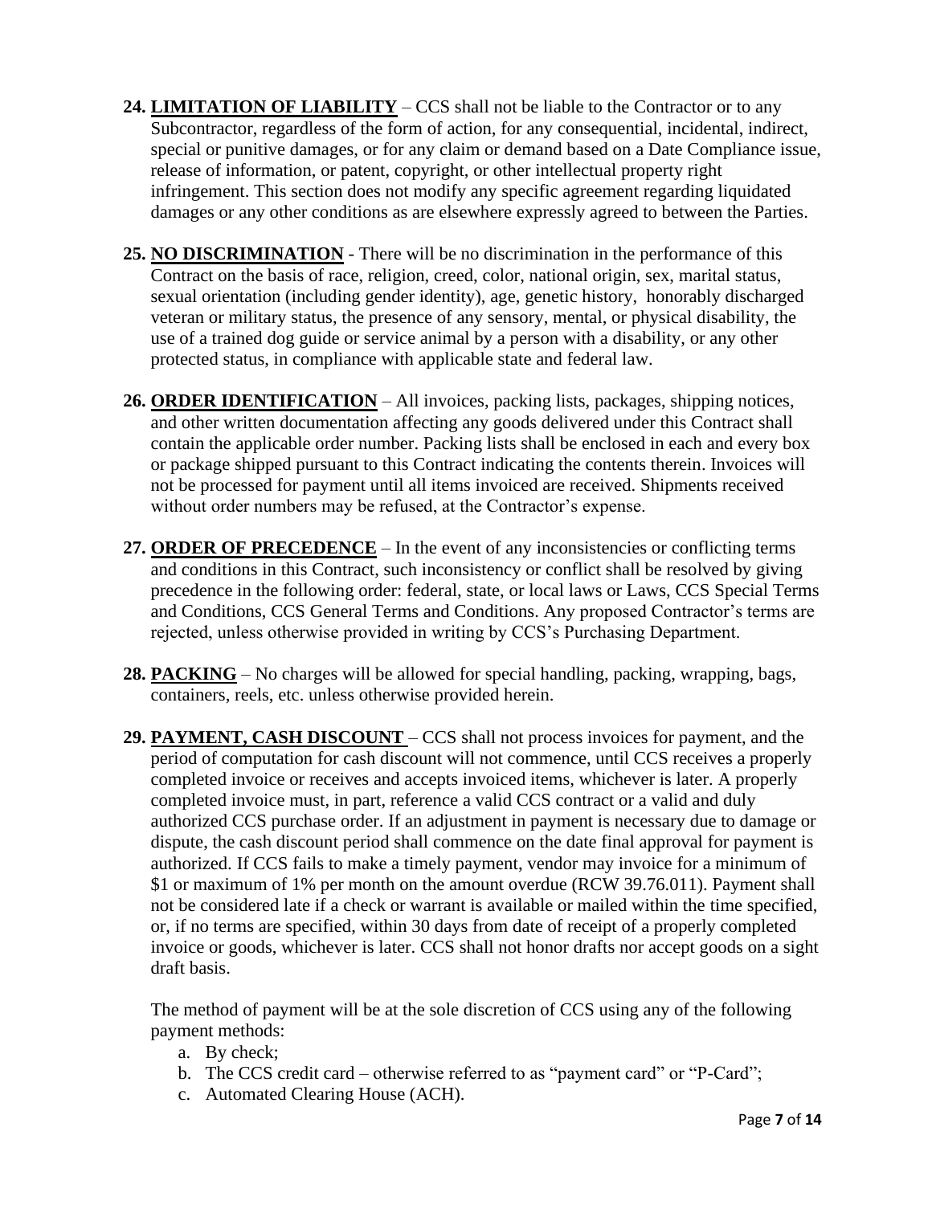24. **<u>LIMITATION OF LIABILITY</u>** – CCS shall not be liable to the Contractor or to any Subcontractor, regardless of the form of action, for any consequential, incidental, indirect, special or punitive damages, or for any claim or demand based on a Date Compliance issue, release of information, or patent, copyright, or other intellectual property right infringement. This section does not modify any specific agreement regarding liquidated damages or any other conditions as are elsewhere expressly agreed to between the Parties.

25. **<u>NO DISCRIMINATION</u>** - There will be no discrimination in the performance of this Contract on the basis of race, religion, creed, color, national origin, sex, marital status, sexual orientation (including gender identity), age, genetic history, honorably discharged veteran or military status, the presence of any sensory, mental, or physical disability, the use of a trained dog guide or service animal by a person with a disability, or any other protected status, in compliance with applicable state and federal law.

26. **<u>ORDER IDENTIFICATION</u>** – All invoices, packing lists, packages, shipping notices, and other written documentation affecting any goods delivered under this Contract shall contain the applicable order number. Packing lists shall be enclosed in each and every box or package shipped pursuant to this Contract indicating the contents therein. Invoices will not be processed for payment until all items invoiced are received. Shipments received without order numbers may be refused, at the Contractor's expense.

27. **<u>ORDER OF PRECEDENCE</u>** – In the event of any inconsistencies or conflicting terms and conditions in this Contract, such inconsistency or conflict shall be resolved by giving precedence in the following order: federal, state, or local laws or Laws, CCS Special Terms and Conditions, CCS General Terms and Conditions. Any proposed Contractor's terms are rejected, unless otherwise provided in writing by CCS's Purchasing Department.

28. **<u>PACKING</u>** – No charges will be allowed for special handling, packing, wrapping, bags, containers, reels, etc. unless otherwise provided herein.

29. **<u>PAYMENT, CASH DISCOUNT</u>** – CCS shall not process invoices for payment, and the period of computation for cash discount will not commence, until CCS receives a properly completed invoice or receives and accepts invoiced items, whichever is later. A properly completed invoice must, in part, reference a valid CCS contract or a valid and duly authorized CCS purchase order. If an adjustment in payment is necessary due to damage or dispute, the cash discount period shall commence on the date final approval for payment is authorized. If CCS fails to make a timely payment, vendor may invoice for a minimum of $1 or maximum of 1% per month on the amount overdue (RCW 39.76.011). Payment shall not be considered late if a check or warrant is available or mailed within the time specified, or, if no terms are specified, within 30 days from date of receipt of a properly completed invoice or goods, whichever is later. CCS shall not honor drafts nor accept goods on a sight draft basis.

    The method of payment will be at the sole discretion of CCS using any of the following payment methods:

    a. By check;
    b. The CCS credit card – otherwise referred to as "payment card" or "P-Card";
    c. Automated Clearing House (ACH).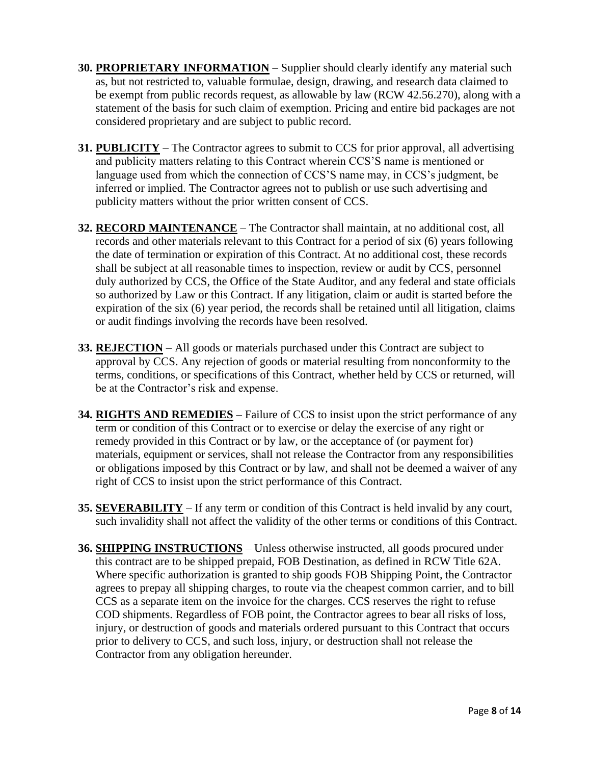30. **PROPRIETARY INFORMATION** – Supplier should clearly identify any material such as, but not restricted to, valuable formulae, design, drawing, and research data claimed to be exempt from public records request, as allowable by law (RCW 42.56.270), along with a statement of the basis for such claim of exemption. Pricing and entire bid packages are not considered proprietary and are subject to public record.

31. **PUBLICITY** – The Contractor agrees to submit to CCS for prior approval, all advertising and publicity matters relating to this Contract wherein CCS'S name is mentioned or language used from which the connection of CCS'S name may, in CCS's judgment, be inferred or implied. The Contractor agrees not to publish or use such advertising and publicity matters without the prior written consent of CCS.

32. **RECORD MAINTENANCE** – The Contractor shall maintain, at no additional cost, all records and other materials relevant to this Contract for a period of six (6) years following the date of termination or expiration of this Contract. At no additional cost, these records shall be subject at all reasonable times to inspection, review or audit by CCS, personnel duly authorized by CCS, the Office of the State Auditor, and any federal and state officials so authorized by Law or this Contract. If any litigation, claim or audit is started before the expiration of the six (6) year period, the records shall be retained until all litigation, claims or audit findings involving the records have been resolved.

33. **REJECTION** – All goods or materials purchased under this Contract are subject to approval by CCS. Any rejection of goods or material resulting from nonconformity to the terms, conditions, or specifications of this Contract, whether held by CCS or returned, will be at the Contractor's risk and expense.

34. **RIGHTS AND REMEDIES** – Failure of CCS to insist upon the strict performance of any term or condition of this Contract or to exercise or delay the exercise of any right or remedy provided in this Contract or by law, or the acceptance of (or payment for) materials, equipment or services, shall not release the Contractor from any responsibilities or obligations imposed by this Contract or by law, and shall not be deemed a waiver of any right of CCS to insist upon the strict performance of this Contract.

35. **SEVERABILITY** – If any term or condition of this Contract is held invalid by any court, such invalidity shall not affect the validity of the other terms or conditions of this Contract.

36. **SHIPPING INSTRUCTIONS** – Unless otherwise instructed, all goods procured under this contract are to be shipped prepaid, FOB Destination, as defined in RCW Title 62A. Where specific authorization is granted to ship goods FOB Shipping Point, the Contractor agrees to prepay all shipping charges, to route via the cheapest common carrier, and to bill CCS as a separate item on the invoice for the charges. CCS reserves the right to refuse COD shipments. Regardless of FOB point, the Contractor agrees to bear all risks of loss, injury, or destruction of goods and materials ordered pursuant to this Contract that occurs prior to delivery to CCS, and such loss, injury, or destruction shall not release the Contractor from any obligation hereunder.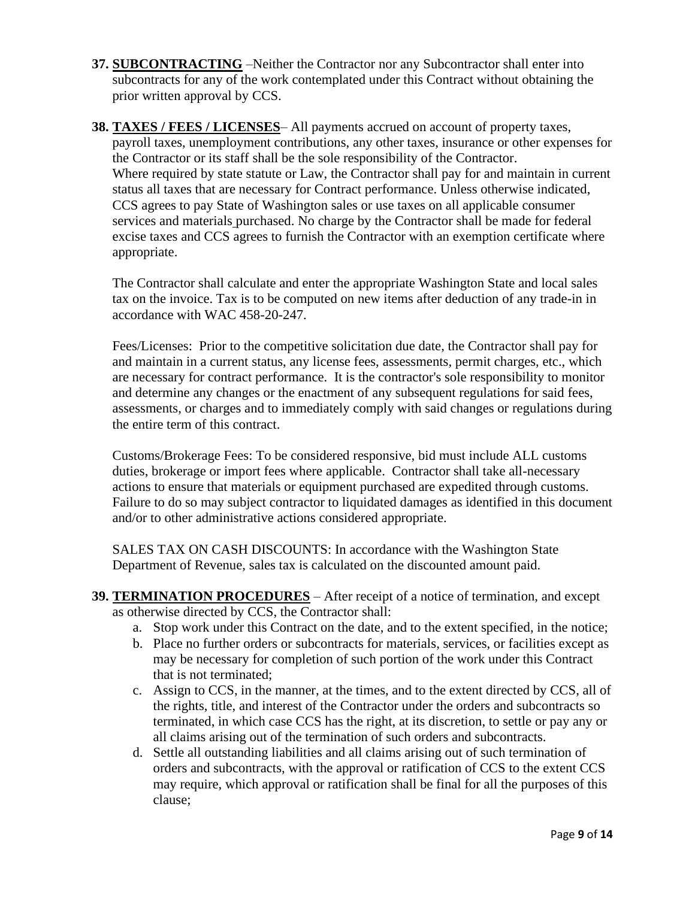37. **SUBCONTRACTING** –Neither the Contractor nor any Subcontractor shall enter into subcontracts for any of the work contemplated under this Contract without obtaining the prior written approval by CCS.

38. **TAXES / FEES / LICENSES**– All payments accrued on account of property taxes, payroll taxes, unemployment contributions, any other taxes, insurance or other expenses for the Contractor or its staff shall be the sole responsibility of the Contractor. Where required by state statute or Law, the Contractor shall pay for and maintain in current status all taxes that are necessary for Contract performance. Unless otherwise indicated, CCS agrees to pay State of Washington sales or use taxes on all applicable consumer services and materials purchased. No charge by the Contractor shall be made for federal excise taxes and CCS agrees to furnish the Contractor with an exemption certificate where appropriate.

    The Contractor shall calculate and enter the appropriate Washington State and local sales tax on the invoice. Tax is to be computed on new items after deduction of any trade-in in accordance with WAC 458-20-247.

    Fees/Licenses: Prior to the competitive solicitation due date, the Contractor shall pay for and maintain in a current status, any license fees, assessments, permit charges, etc., which are necessary for contract performance. It is the contractor's sole responsibility to monitor and determine any changes or the enactment of any subsequent regulations for said fees, assessments, or charges and to immediately comply with said changes or regulations during the entire term of this contract.

    Customs/Brokerage Fees: To be considered responsive, bid must include ALL customs duties, brokerage or import fees where applicable. Contractor shall take all-necessary actions to ensure that materials or equipment purchased are expedited through customs. Failure to do so may subject contractor to liquidated damages as identified in this document and/or to other administrative actions considered appropriate.

    SALES TAX ON CASH DISCOUNTS: In accordance with the Washington State Department of Revenue, sales tax is calculated on the discounted amount paid.

39. **TERMINATION PROCEDURES** – After receipt of a notice of termination, and except as otherwise directed by CCS, the Contractor shall:
    a. Stop work under this Contract on the date, and to the extent specified, in the notice;
    b. Place no further orders or subcontracts for materials, services, or facilities except as may be necessary for completion of such portion of the work under this Contract that is not terminated;
    c. Assign to CCS, in the manner, at the times, and to the extent directed by CCS, all of the rights, title, and interest of the Contractor under the orders and subcontracts so terminated, in which case CCS has the right, at its discretion, to settle or pay any or all claims arising out of the termination of such orders and subcontracts.
    d. Settle all outstanding liabilities and all claims arising out of such termination of orders and subcontracts, with the approval or ratification of CCS to the extent CCS may require, which approval or ratification shall be final for all the purposes of this clause;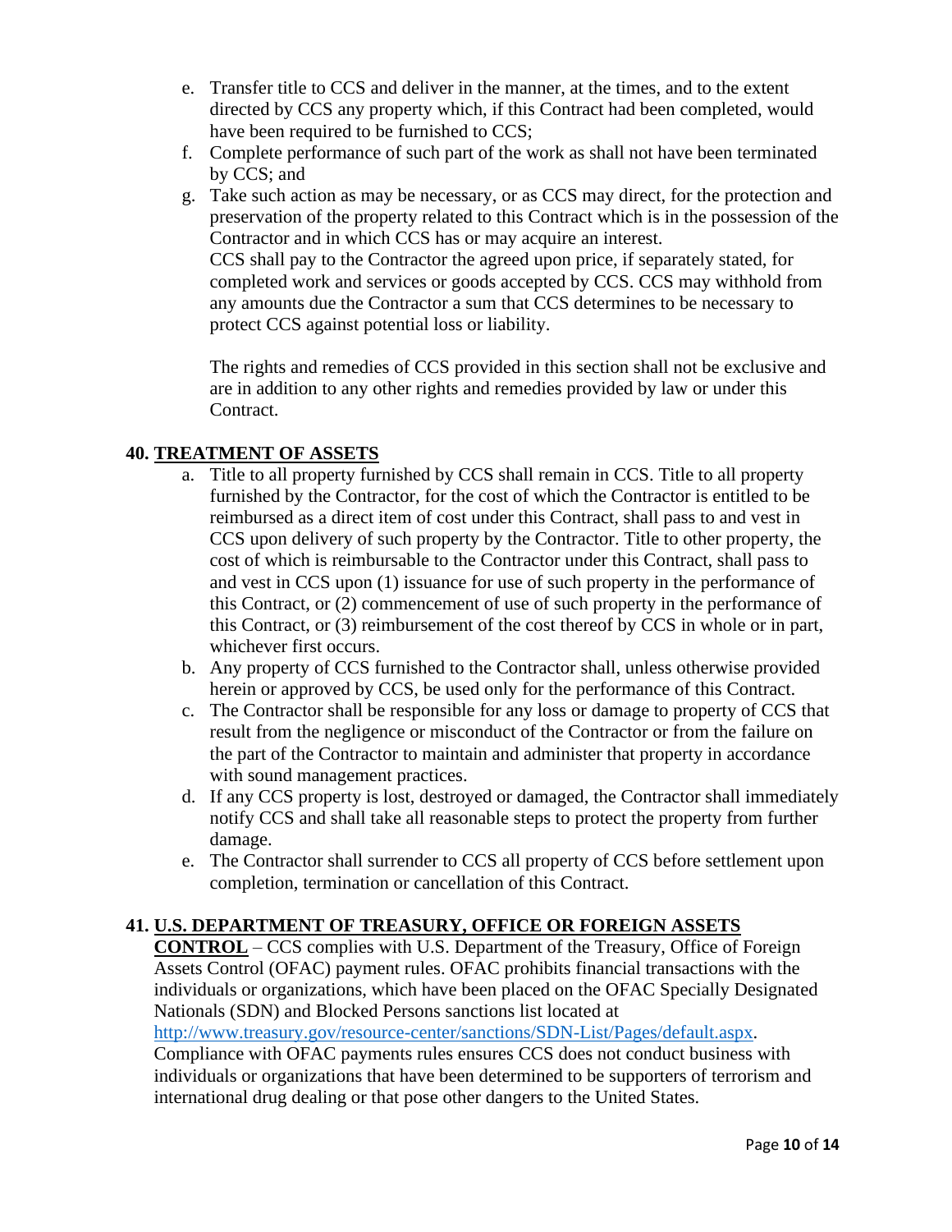e. Transfer title to CCS and deliver in the manner, at the times, and to the extent directed by CCS any property which, if this Contract had been completed, would have been required to be furnished to CCS;
f. Complete performance of such part of the work as shall not have been terminated by CCS; and
g. Take such action as may be necessary, or as CCS may direct, for the protection and preservation of the property related to this Contract which is in the possession of the Contractor and in which CCS has or may acquire an interest.

   CCS shall pay to the Contractor the agreed upon price, if separately stated, for completed work and services or goods accepted by CCS. CCS may withhold from any amounts due the Contractor a sum that CCS determines to be necessary to protect CCS against potential loss or liability.

   The rights and remedies of CCS provided in this section shall not be exclusive and are in addition to any other rights and remedies provided by law or under this Contract.

**40. TREATMENT OF ASSETS**

a. Title to all property furnished by CCS shall remain in CCS. Title to all property furnished by the Contractor, for the cost of which the Contractor is entitled to be reimbursed as a direct item of cost under this Contract, shall pass to and vest in CCS upon delivery of such property by the Contractor. Title to other property, the cost of which is reimbursable to the Contractor under this Contract, shall pass to and vest in CCS upon (1) issuance for use of such property in the performance of this Contract, or (2) commencement of use of such property in the performance of this Contract, or (3) reimbursement of the cost thereof by CCS in whole or in part, whichever first occurs.
b. Any property of CCS furnished to the Contractor shall, unless otherwise provided herein or approved by CCS, be used only for the performance of this Contract.
c. The Contractor shall be responsible for any loss or damage to property of CCS that result from the negligence or misconduct of the Contractor or from the failure on the part of the Contractor to maintain and administer that property in accordance with sound management practices.
d. If any CCS property is lost, destroyed or damaged, the Contractor shall immediately notify CCS and shall take all reasonable steps to protect the property from further damage.
e. The Contractor shall surrender to CCS all property of CCS before settlement upon completion, termination or cancellation of this Contract.

**41. U.S. DEPARTMENT OF TREASURY, OFFICE OR FOREIGN ASSETS CONTROL** – CCS complies with U.S. Department of the Treasury, Office of Foreign Assets Control (OFAC) payment rules. OFAC prohibits financial transactions with the individuals or organizations, which have been placed on the OFAC Specially Designated Nationals (SDN) and Blocked Persons sanctions list located at http://www.treasury.gov/resource-center/sanctions/SDN-List/Pages/default.aspx. Compliance with OFAC payments rules ensures CCS does not conduct business with individuals or organizations that have been determined to be supporters of terrorism and international drug dealing or that pose other dangers to the United States.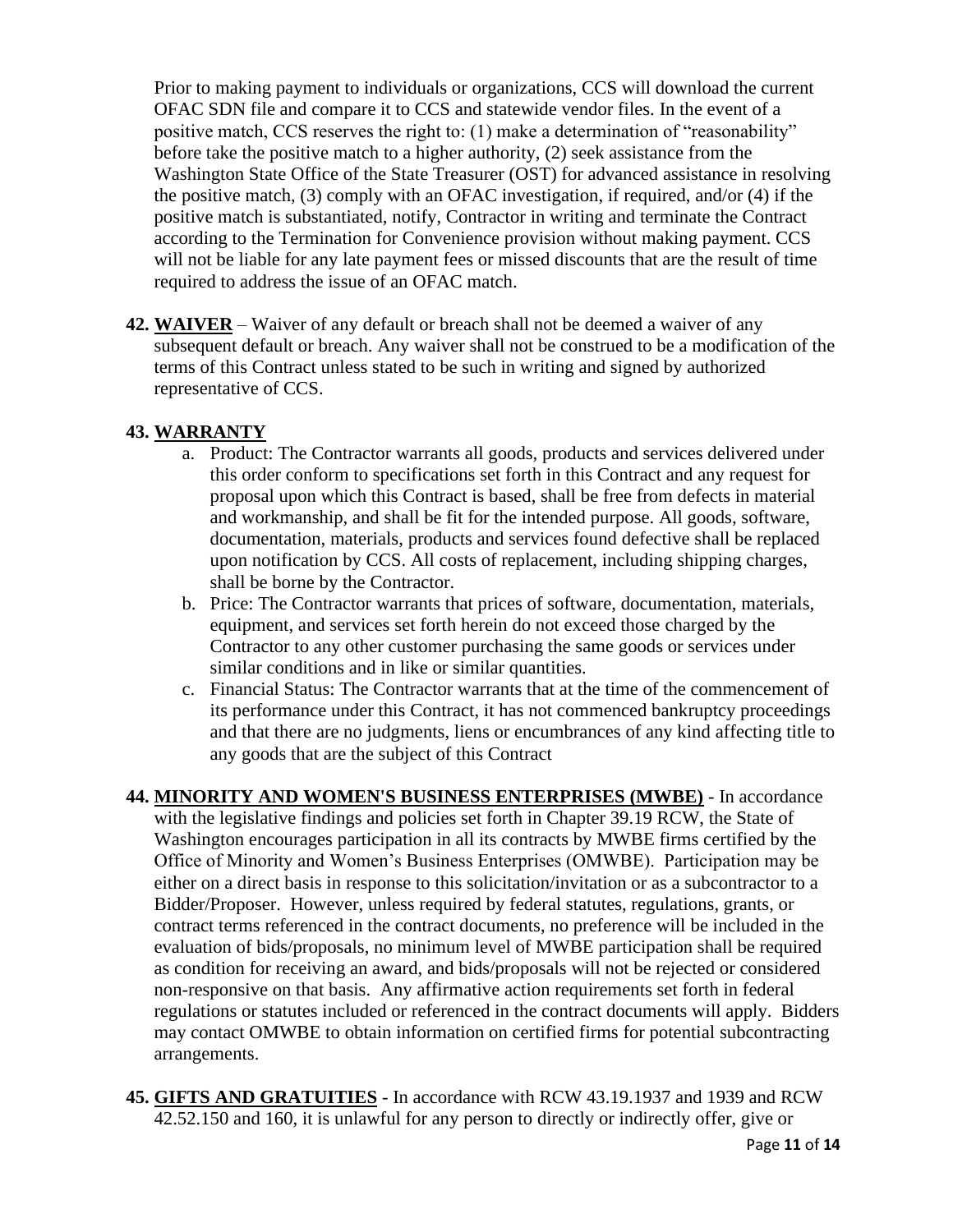Prior to making payment to individuals or organizations, CCS will download the current OFAC SDN file and compare it to CCS and statewide vendor files. In the event of a positive match, CCS reserves the right to: (1) make a determination of "reasonability" before take the positive match to a higher authority, (2) seek assistance from the Washington State Office of the State Treasurer (OST) for advanced assistance in resolving the positive match, (3) comply with an OFAC investigation, if required, and/or (4) if the positive match is substantiated, notify, Contractor in writing and terminate the Contract according to the Termination for Convenience provision without making payment. CCS will not be liable for any late payment fees or missed discounts that are the result of time required to address the issue of an OFAC match.

**42. <u>WAIVER</u>** – Waiver of any default or breach shall not be deemed a waiver of any subsequent default or breach. Any waiver shall not be construed to be a modification of the terms of this Contract unless stated to be such in writing and signed by authorized representative of CCS.

**43. <u>WARRANTY</u>**

a. Product: The Contractor warrants all goods, products and services delivered under this order conform to specifications set forth in this Contract and any request for proposal upon which this Contract is based, shall be free from defects in material and workmanship, and shall be fit for the intended purpose. All goods, software, documentation, materials, products and services found defective shall be replaced upon notification by CCS. All costs of replacement, including shipping charges, shall be borne by the Contractor.

b. Price: The Contractor warrants that prices of software, documentation, materials, equipment, and services set forth herein do not exceed those charged by the Contractor to any other customer purchasing the same goods or services under similar conditions and in like or similar quantities.

c. Financial Status: The Contractor warrants that at the time of the commencement of its performance under this Contract, it has not commenced bankruptcy proceedings and that there are no judgments, liens or encumbrances of any kind affecting title to any goods that are the subject of this Contract

**44. <u>MINORITY AND WOMEN'S BUSINESS ENTERPRISES (MWBE)</u>** - In accordance with the legislative findings and policies set forth in Chapter 39.19 RCW, the State of Washington encourages participation in all its contracts by MWBE firms certified by the Office of Minority and Women's Business Enterprises (OMWBE). Participation may be either on a direct basis in response to this solicitation/invitation or as a subcontractor to a Bidder/Proposer. However, unless required by federal statutes, regulations, grants, or contract terms referenced in the contract documents, no preference will be included in the evaluation of bids/proposals, no minimum level of MWBE participation shall be required as condition for receiving an award, and bids/proposals will not be rejected or considered non-responsive on that basis. Any affirmative action requirements set forth in federal regulations or statutes included or referenced in the contract documents will apply. Bidders may contact OMWBE to obtain information on certified firms for potential subcontracting arrangements.

**45. <u>GIFTS AND GRATUITIES</u>** - In accordance with RCW 43.19.1937 and 1939 and RCW 42.52.150 and 160, it is unlawful for any person to directly or indirectly offer, give or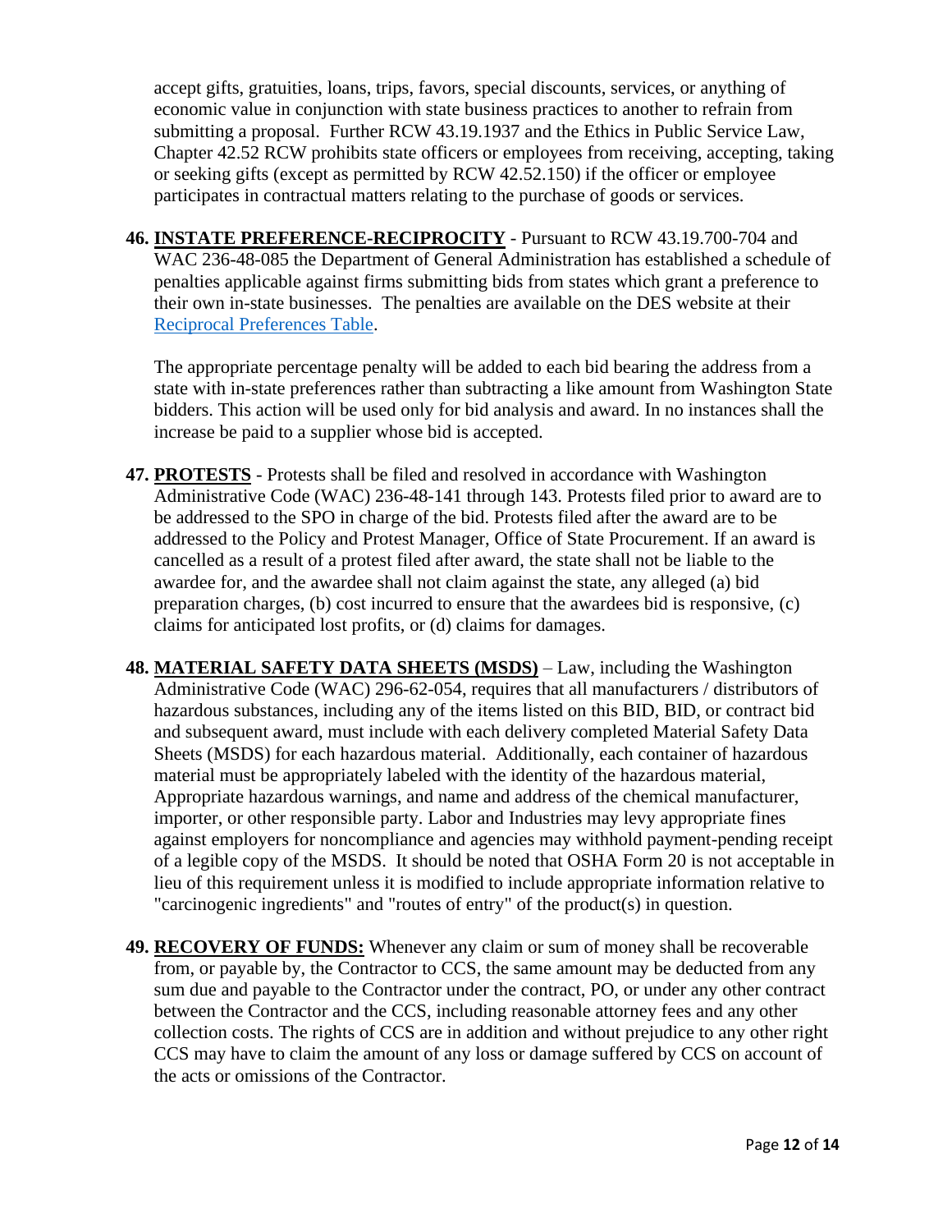accept gifts, gratuities, loans, trips, favors, special discounts, services, or anything of economic value in conjunction with state business practices to another to refrain from submitting a proposal. Further RCW 43.19.1937 and the Ethics in Public Service Law, Chapter 42.52 RCW prohibits state officers or employees from receiving, accepting, taking or seeking gifts (except as permitted by RCW 42.52.150) if the officer or employee participates in contractual matters relating to the purchase of goods or services.

46. **INSTATE PREFERENCE-RECIPROCITY** - Pursuant to RCW 43.19.700-704 and WAC 236-48-085 the Department of General Administration has established a schedule of penalties applicable against firms submitting bids from states which grant a preference to their own in-state businesses. The penalties are available on the DES website at their Reciprocal Preferences Table.

    The appropriate percentage penalty will be added to each bid bearing the address from a state with in-state preferences rather than subtracting a like amount from Washington State bidders. This action will be used only for bid analysis and award. In no instances shall the increase be paid to a supplier whose bid is accepted.

47. **PROTESTS** - Protests shall be filed and resolved in accordance with Washington Administrative Code (WAC) 236-48-141 through 143. Protests filed prior to award are to be addressed to the SPO in charge of the bid. Protests filed after the award are to be addressed to the Policy and Protest Manager, Office of State Procurement. If an award is cancelled as a result of a protest filed after award, the state shall not be liable to the awardee for, and the awardee shall not claim against the state, any alleged (a) bid preparation charges, (b) cost incurred to ensure that the awardees bid is responsive, (c) claims for anticipated lost profits, or (d) claims for damages.

48. **MATERIAL SAFETY DATA SHEETS (MSDS)** – Law, including the Washington Administrative Code (WAC) 296-62-054, requires that all manufacturers / distributors of hazardous substances, including any of the items listed on this BID, BID, or contract bid and subsequent award, must include with each delivery completed Material Safety Data Sheets (MSDS) for each hazardous material. Additionally, each container of hazardous material must be appropriately labeled with the identity of the hazardous material, Appropriate hazardous warnings, and name and address of the chemical manufacturer, importer, or other responsible party. Labor and Industries may levy appropriate fines against employers for noncompliance and agencies may withhold payment-pending receipt of a legible copy of the MSDS. It should be noted that OSHA Form 20 is not acceptable in lieu of this requirement unless it is modified to include appropriate information relative to "carcinogenic ingredients" and "routes of entry" of the product(s) in question.

49. **RECOVERY OF FUNDS:** Whenever any claim or sum of money shall be recoverable from, or payable by, the Contractor to CCS, the same amount may be deducted from any sum due and payable to the Contractor under the contract, PO, or under any other contract between the Contractor and the CCS, including reasonable attorney fees and any other collection costs. The rights of CCS are in addition and without prejudice to any other right CCS may have to claim the amount of any loss or damage suffered by CCS on account of the acts or omissions of the Contractor.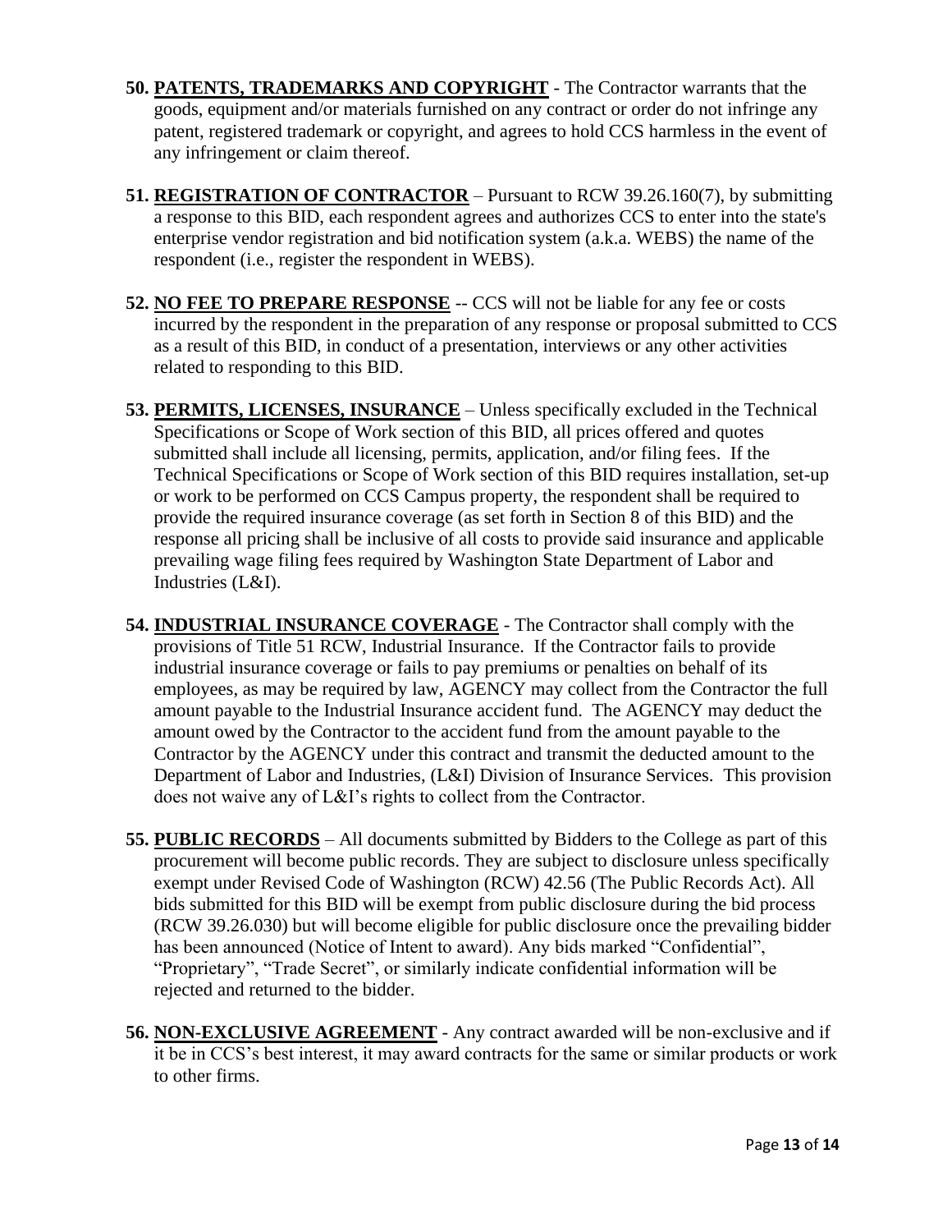**50. PATENTS, TRADEMARKS AND COPYRIGHT** - The Contractor warrants that the goods, equipment and/or materials furnished on any contract or order do not infringe any patent, registered trademark or copyright, and agrees to hold CCS harmless in the event of any infringement or claim thereof.

**51. REGISTRATION OF CONTRACTOR** – Pursuant to RCW 39.26.160(7), by submitting a response to this BID, each respondent agrees and authorizes CCS to enter into the state's enterprise vendor registration and bid notification system (a.k.a. WEBS) the name of the respondent (i.e., register the respondent in WEBS).

**52. NO FEE TO PREPARE RESPONSE** -- CCS will not be liable for any fee or costs incurred by the respondent in the preparation of any response or proposal submitted to CCS as a result of this BID, in conduct of a presentation, interviews or any other activities related to responding to this BID.

**53. PERMITS, LICENSES, INSURANCE** – Unless specifically excluded in the Technical Specifications or Scope of Work section of this BID, all prices offered and quotes submitted shall include all licensing, permits, application, and/or filing fees. If the Technical Specifications or Scope of Work section of this BID requires installation, set-up or work to be performed on CCS Campus property, the respondent shall be required to provide the required insurance coverage (as set forth in Section 8 of this BID) and the response all pricing shall be inclusive of all costs to provide said insurance and applicable prevailing wage filing fees required by Washington State Department of Labor and Industries (L&I).

**54. INDUSTRIAL INSURANCE COVERAGE** - The Contractor shall comply with the provisions of Title 51 RCW, Industrial Insurance. If the Contractor fails to provide industrial insurance coverage or fails to pay premiums or penalties on behalf of its employees, as may be required by law, AGENCY may collect from the Contractor the full amount payable to the Industrial Insurance accident fund. The AGENCY may deduct the amount owed by the Contractor to the accident fund from the amount payable to the Contractor by the AGENCY under this contract and transmit the deducted amount to the Department of Labor and Industries, (L&I) Division of Insurance Services. This provision does not waive any of L&I's rights to collect from the Contractor.

**55. PUBLIC RECORDS** – All documents submitted by Bidders to the College as part of this procurement will become public records. They are subject to disclosure unless specifically exempt under Revised Code of Washington (RCW) 42.56 (The Public Records Act). All bids submitted for this BID will be exempt from public disclosure during the bid process (RCW 39.26.030) but will become eligible for public disclosure once the prevailing bidder has been announced (Notice of Intent to award). Any bids marked "Confidential", "Proprietary", "Trade Secret", or similarly indicate confidential information will be rejected and returned to the bidder.

**56. NON-EXCLUSIVE AGREEMENT** - Any contract awarded will be non-exclusive and if it be in CCS's best interest, it may award contracts for the same or similar products or work to other firms.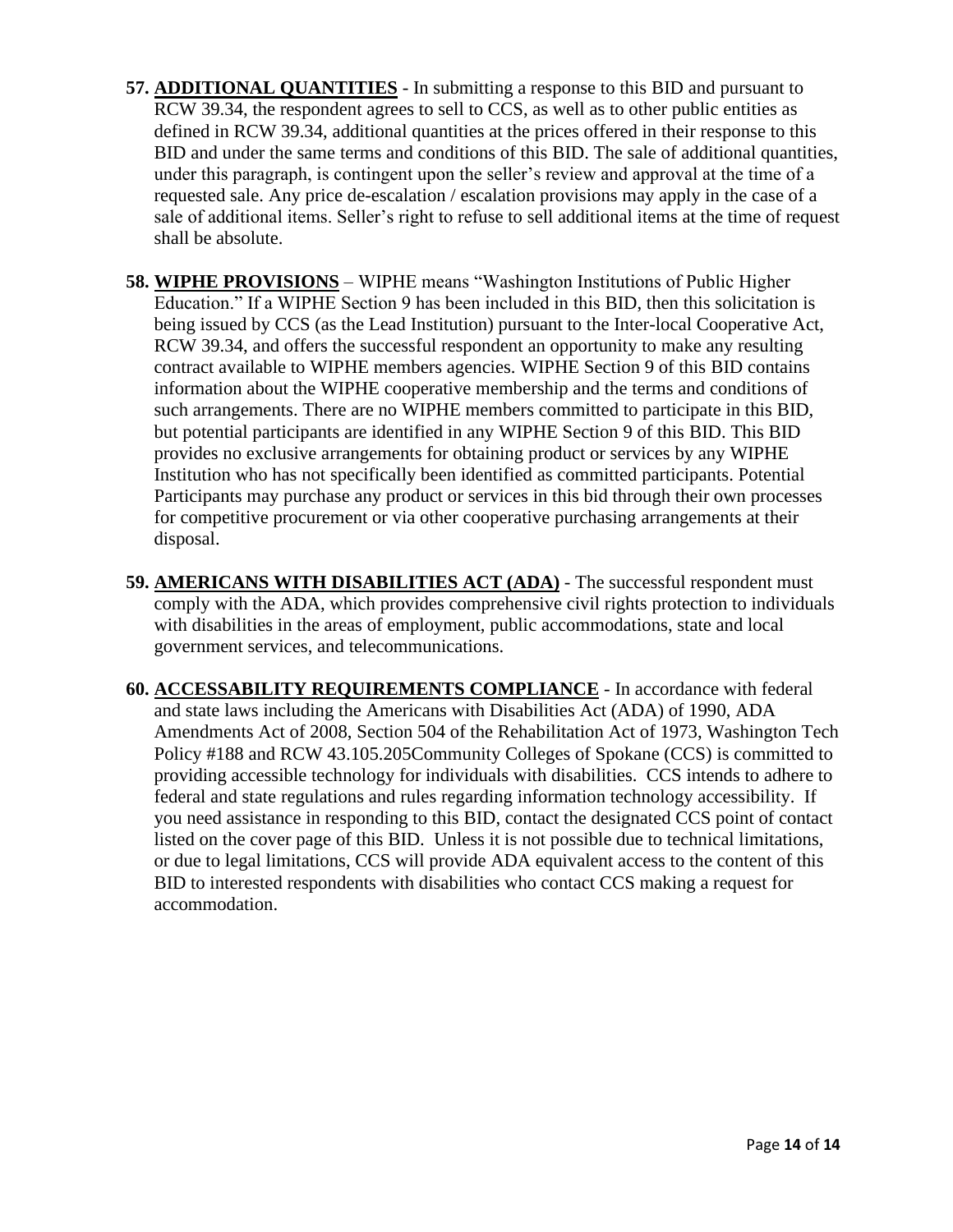57. **ADDITIONAL QUANTITIES** - In submitting a response to this BID and pursuant to RCW 39.34, the respondent agrees to sell to CCS, as well as to other public entities as defined in RCW 39.34, additional quantities at the prices offered in their response to this BID and under the same terms and conditions of this BID. The sale of additional quantities, under this paragraph, is contingent upon the seller's review and approval at the time of a requested sale. Any price de-escalation / escalation provisions may apply in the case of a sale of additional items. Seller's right to refuse to sell additional items at the time of request shall be absolute.

58. **WIPHE PROVISIONS** – WIPHE means "Washington Institutions of Public Higher Education." If a WIPHE Section 9 has been included in this BID, then this solicitation is being issued by CCS (as the Lead Institution) pursuant to the Inter-local Cooperative Act, RCW 39.34, and offers the successful respondent an opportunity to make any resulting contract available to WIPHE members agencies. WIPHE Section 9 of this BID contains information about the WIPHE cooperative membership and the terms and conditions of such arrangements. There are no WIPHE members committed to participate in this BID, but potential participants are identified in any WIPHE Section 9 of this BID. This BID provides no exclusive arrangements for obtaining product or services by any WIPHE Institution who has not specifically been identified as committed participants. Potential Participants may purchase any product or services in this bid through their own processes for competitive procurement or via other cooperative purchasing arrangements at their disposal.

59. **AMERICANS WITH DISABILITIES ACT (ADA)** - The successful respondent must comply with the ADA, which provides comprehensive civil rights protection to individuals with disabilities in the areas of employment, public accommodations, state and local government services, and telecommunications.

60. **ACCESSABILITY REQUIREMENTS COMPLIANCE** - In accordance with federal and state laws including the Americans with Disabilities Act (ADA) of 1990, ADA Amendments Act of 2008, Section 504 of the Rehabilitation Act of 1973, Washington Tech Policy #188 and RCW 43.105.205Community Colleges of Spokane (CCS) is committed to providing accessible technology for individuals with disabilities. CCS intends to adhere to federal and state regulations and rules regarding information technology accessibility. If you need assistance in responding to this BID, contact the designated CCS point of contact listed on the cover page of this BID. Unless it is not possible due to technical limitations, or due to legal limitations, CCS will provide ADA equivalent access to the content of this BID to interested respondents with disabilities who contact CCS making a request for accommodation.